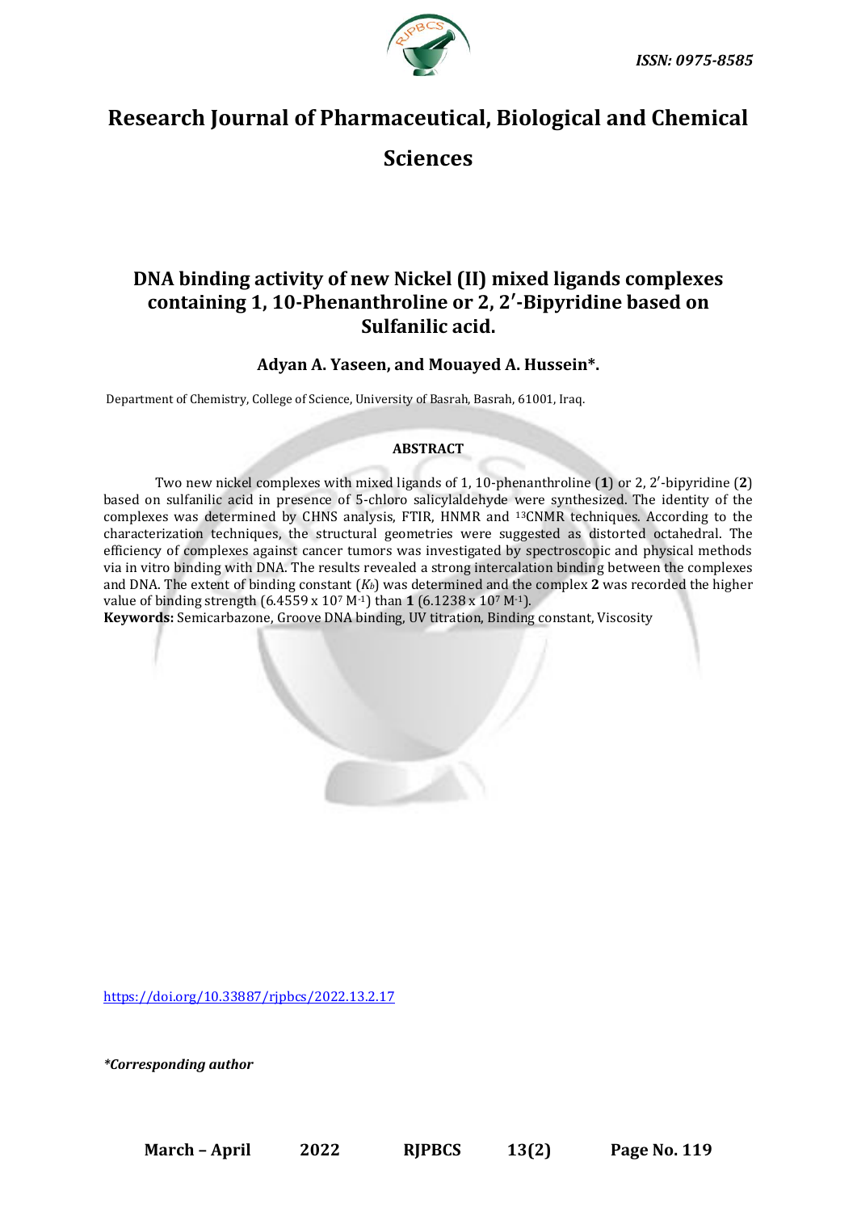ISSN: 0975-8585

# Research Journal of Pharmaceutical, Biological and Chemical Sciences

## DNA binding activity of new Nickel (II) mixed ligands complexes containing 1, 10-Phenanthroline or 2, 2′-Bipyridine based on Sulfanilic acid.

**Adyan A. Yaseen, and Mouayed A. Hussein\*.**

Department of Chemistry, College of Science, University of Basrah, Basrah, 61001, Iraq.

### ABSTRACT

Two new nickel complexes with mixed ligands of 1, 10-phenanthroline (**1**) or 2, 2′-bipyridine (**2**) based on sulfanilic acid in presence of 5-chloro salicylaldehyde were synthesized. The identity of the complexes was determined by CHNS analysis, FTIR, HNMR and $^{13}$CNMR techniques. According to the characterization techniques, the structural geometries were suggested as distorted octahedral. The efficiency of complexes against cancer tumors was investigated by spectroscopic and physical methods via in vitro binding with DNA. The results revealed a strong intercalation binding between the complexes and DNA. The extent of binding constant ($K_b$) was determined and the complex **2** was recorded the higher value of binding strength ($6.4559 \times 10^7$ $M^{-1}$) than **1** ($6.1238 \times 10^7$ $M^{-1}$).

**Keywords:** Semicarbazone, Groove DNA binding, UV titration, Binding constant, Viscosity

https://doi.org/10.33887/rjpbcs/2022.13.2.17

*\*Corresponding author*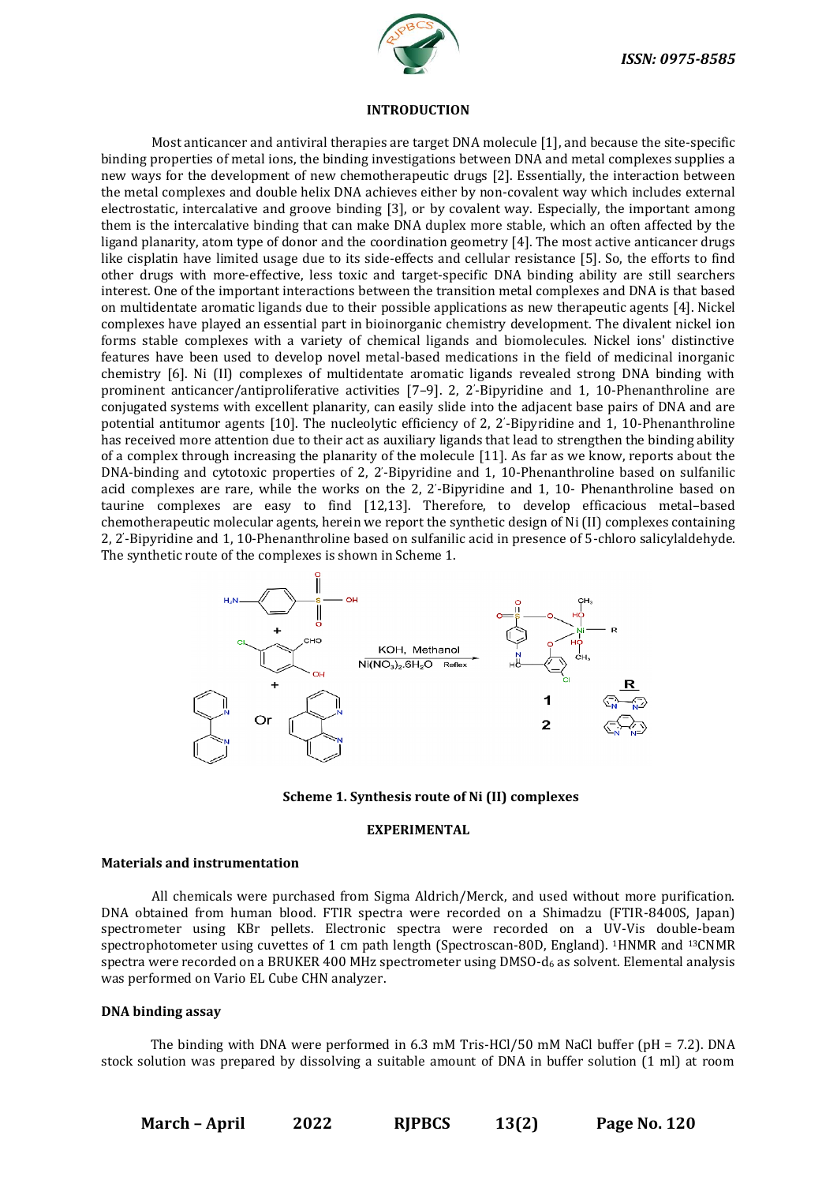## INTRODUCTION

Most anticancer and antiviral therapies are target DNA molecule [1], and because the site-specific binding properties of metal ions, the binding investigations between DNA and metal complexes supplies a new ways for the development of new chemotherapeutic drugs [2]. Essentially, the interaction between the metal complexes and double helix DNA achieves either by non-covalent way which includes external electrostatic, intercalative and groove binding [3], or by covalent way. Especially, the important among them is the intercalative binding that can make DNA duplex more stable, which an often affected by the ligand planarity, atom type of donor and the coordination geometry [4]. The most active anticancer drugs like cisplatin have limited usage due to its side-effects and cellular resistance [5]. So, the efforts to find other drugs with more-effective, less toxic and target-specific DNA binding ability are still searchers interest. One of the important interactions between the transition metal complexes and DNA is that based on multidentate aromatic ligands due to their possible applications as new therapeutic agents [4]. Nickel complexes have played an essential part in bioinorganic chemistry development. The divalent nickel ion forms stable complexes with a variety of chemical ligands and biomolecules. Nickel ions' distinctive features have been used to develop novel metal-based medications in the field of medicinal inorganic chemistry [6]. Ni (II) complexes of multidentate aromatic ligands revealed strong DNA binding with prominent anticancer/antiproliferative activities [7–9]. 2, 2'-Bipyridine and 1, 10-Phenanthroline are conjugated systems with excellent planarity, can easily slide into the adjacent base pairs of DNA and are potential antitumor agents [10]. The nucleolytic efficiency of 2, 2'-Bipyridine and 1, 10-Phenanthroline has received more attention due to their act as auxiliary ligands that lead to strengthen the binding ability of a complex through increasing the planarity of the molecule [11]. As far as we know, reports about the DNA-binding and cytotoxic properties of 2, 2'-Bipyridine and 1, 10-Phenanthroline based on sulfanilic acid complexes are rare, while the works on the 2, 2'-Bipyridine and 1, 10- Phenanthroline based on taurine complexes are easy to find [12,13]. Therefore, to develop efficacious metal–based chemotherapeutic molecular agents, herein we report the synthetic design of Ni (II) complexes containing 2, 2'-Bipyridine and 1, 10-Phenanthroline based on sulfanilic acid in presence of 5-chloro salicylaldehyde. The synthetic route of the complexes is shown in Scheme 1.

**Scheme 1. Synthesis route of Ni (II) complexes**

## EXPERIMENTAL

### Materials and instrumentation

All chemicals were purchased from Sigma Aldrich/Merck, and used without more purification. DNA obtained from human blood. FTIR spectra were recorded on a Shimadzu (FTIR-8400S, Japan) spectrometer using KBr pellets. Electronic spectra were recorded on a UV-Vis double-beam spectrophotometer using cuvettes of 1 cm path length (Spectroscan-80D, England). $^{1}$HNMR and $^{13}$CNMR spectra were recorded on a BRUKER 400 MHz spectrometer using DMSO-$d_6$ as solvent. Elemental analysis was performed on Vario EL Cube CHN analyzer.

### DNA binding assay

The binding with DNA were performed in 6.3 mM Tris-HCl/50 mM NaCl buffer (pH = 7.2). DNA stock solution was prepared by dissolving a suitable amount of DNA in buffer solution (1 ml) at room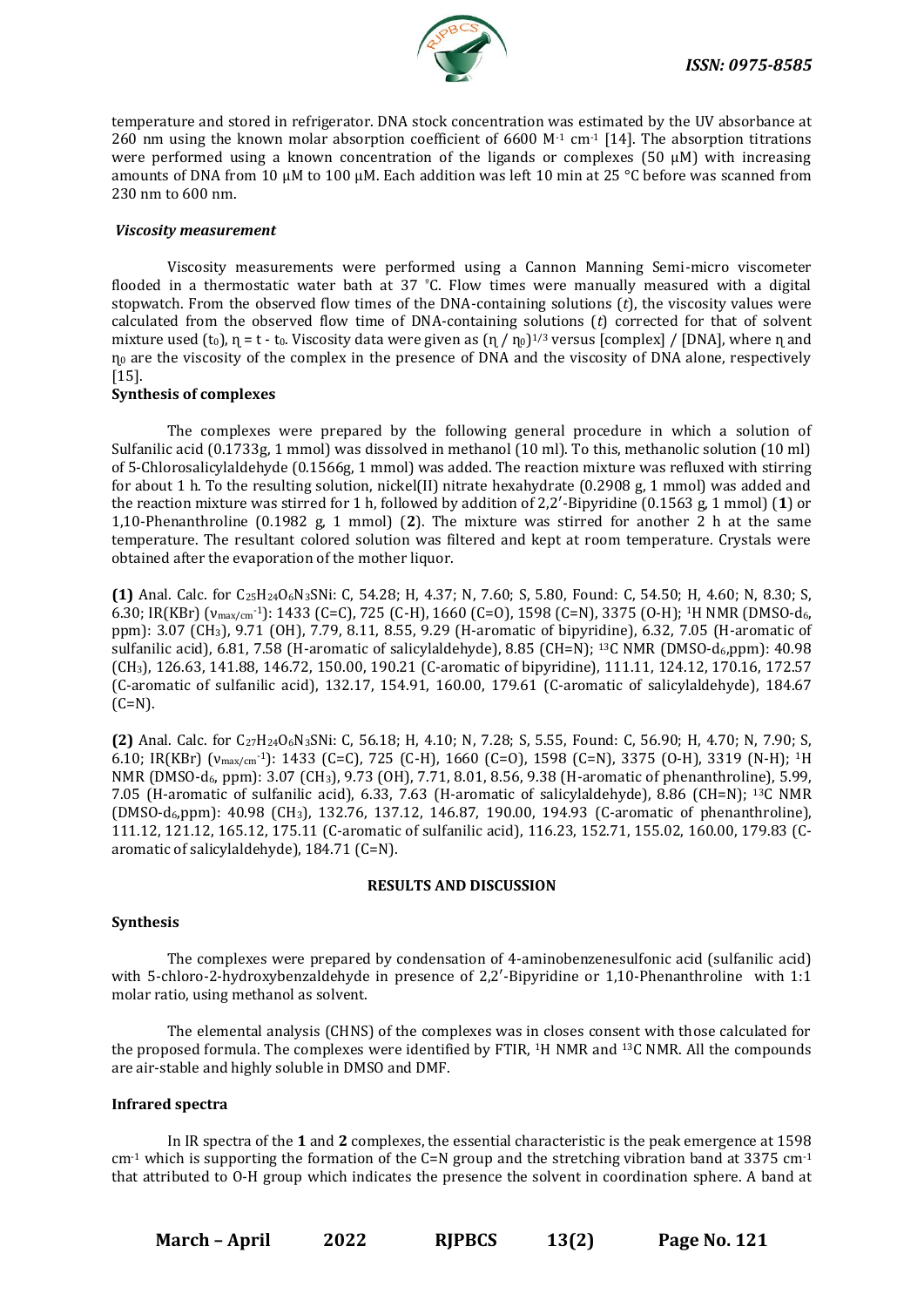temperature and stored in refrigerator. DNA stock concentration was estimated by the UV absorbance at 260 nm using the known molar absorption coefficient of 6600 $M^{-1}$ $cm^{-1}$ [14]. The absorption titrations were performed using a known concentration of the ligands or complexes (50 μM) with increasing amounts of DNA from 10 μM to 100 μM. Each addition was left 10 min at 25 °C before was scanned from 230 nm to 600 nm.

### *Viscosity measurement*

Viscosity measurements were performed using a Cannon Manning Semi-micro viscometer flooded in a thermostatic water bath at 37 °C. Flow times were manually measured with a digital stopwatch. From the observed flow times of the DNA-containing solutions ($t$), the viscosity values were calculated from the observed flow time of DNA-containing solutions ($t$) corrected for that of solvent mixture used ($t_0$), $\eta = t - t_0$. Viscosity data were given as $(\eta / \eta_0)^{1/3}$ versus [complex] / [DNA], where $\eta$ and $\eta_0$ are the viscosity of the complex in the presence of DNA and the viscosity of DNA alone, respectively [15].

### Synthesis of complexes

The complexes were prepared by the following general procedure in which a solution of Sulfanilic acid (0.1733g, 1 mmol) was dissolved in methanol (10 ml). To this, methanolic solution (10 ml) of 5-Chlorosalicylaldehyde (0.1566g, 1 mmol) was added. The reaction mixture was refluxed with stirring for about 1 h. To the resulting solution, nickel(II) nitrate hexahydrate (0.2908 g, 1 mmol) was added and the reaction mixture was stirred for 1 h, followed by addition of 2,2′-Bipyridine (0.1563 g, 1 mmol) (**1**) or 1,10-Phenanthroline (0.1982 g, 1 mmol) (**2**). The mixture was stirred for another 2 h at the same temperature. The resultant colored solution was filtered and kept at room temperature. Crystals were obtained after the evaporation of the mother liquor.

**(1)** Anal. Calc. for $C_{25}H_{24}O_6N_3SNi$: C, 54.28; H, 4.37; N, 7.60; S, 5.80, Found: C, 54.50; H, 4.60; N, 8.30; S, 6.30; IR(KBr) ($\nu_{max/cm^{-1}}$): 1433 (C=C), 725 (C-H), 1660 (C=O), 1598 (C=N), 3375 (O-H); $^1$H NMR (DMSO-$d_6$, ppm): 3.07 ($CH_3$), 9.71 (OH), 7.79, 8.11, 8.55, 9.29 (H-aromatic of bipyridine), 6.32, 7.05 (H-aromatic of sulfanilic acid), 6.81, 7.58 (H-aromatic of salicylaldehyde), 8.85 (CH=N); $^{13}$C NMR (DMSO-$d_6$,ppm): 40.98 ($CH_3$), 126.63, 141.88, 146.72, 150.00, 190.21 (C-aromatic of bipyridine), 111.11, 124.12, 170.16, 172.57 (C-aromatic of sulfanilic acid), 132.17, 154.91, 160.00, 179.61 (C-aromatic of salicylaldehyde), 184.67 (C=N).

**(2)** Anal. Calc. for $C_{27}H_{24}O_6N_3SNi$: C, 56.18; H, 4.10; N, 7.28; S, 5.55, Found: C, 56.90; H, 4.70; N, 7.90; S, 6.10; IR(KBr) ($\nu_{max/cm^{-1}}$): 1433 (C=C), 725 (C-H), 1660 (C=O), 1598 (C=N), 3375 (O-H), 3319 (N-H); $^1$H NMR (DMSO-$d_6$, ppm): 3.07 ($CH_3$), 9.73 (OH), 7.71, 8.01, 8.56, 9.38 (H-aromatic of phenanthroline), 5.99, 7.05 (H-aromatic of sulfanilic acid), 6.33, 7.63 (H-aromatic of salicylaldehyde), 8.86 (CH=N); $^{13}$C NMR (DMSO-$d_6$,ppm): 40.98 ($CH_3$), 132.76, 137.12, 146.87, 190.00, 194.93 (C-aromatic of phenanthroline), 111.12, 121.12, 165.12, 175.11 (C-aromatic of sulfanilic acid), 116.23, 152.71, 155.02, 160.00, 179.83 (C-aromatic of salicylaldehyde), 184.71 (C=N).

## RESULTS AND DISCUSSION

### Synthesis

The complexes were prepared by condensation of 4-aminobenzenesulfonic acid (sulfanilic acid) with 5-chloro-2-hydroxybenzaldehyde in presence of 2,2′-Bipyridine or 1,10-Phenanthroline with 1:1 molar ratio, using methanol as solvent.

The elemental analysis (CHNS) of the complexes was in closes consent with those calculated for the proposed formula. The complexes were identified by FTIR, $^1$H NMR and $^{13}$C NMR. All the compounds are air-stable and highly soluble in DMSO and DMF.

### Infrared spectra

In IR spectra of the **1** and **2** complexes, the essential characteristic is the peak emergence at 1598 $cm^{-1}$ which is supporting the formation of the C=N group and the stretching vibration band at 3375 $cm^{-1}$ that attributed to O-H group which indicates the presence the solvent in coordination sphere. A band at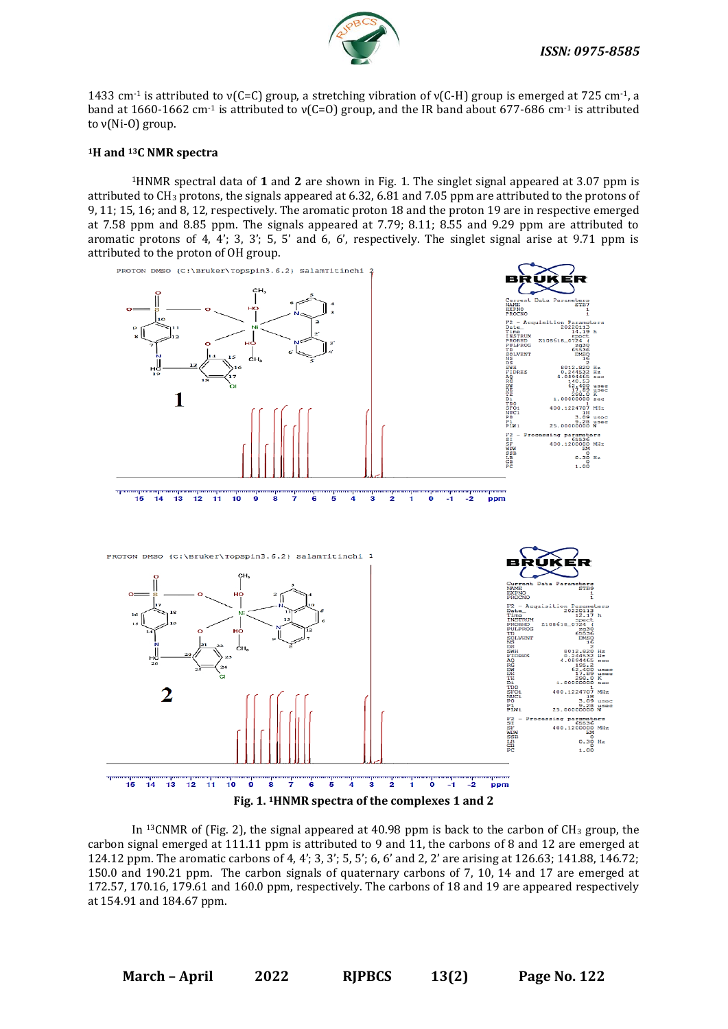1433 $cm^{-1}$ is attributed to ν(C=C) group, a stretching vibration of ν(C-H) group is emerged at 725 $cm^{-1}$, a band at 1660-1662 $cm^{-1}$ is attributed to ν(C=O) group, and the IR band about 677-686 $cm^{-1}$ is attributed to ν(Ni-O) group.

### $^1$H and $^{13}$C NMR spectra

$^1$HNMR spectral data of **1** and **2** are shown in Fig. 1. The singlet signal appeared at 3.07 ppm is attributed to $CH_3$ protons, the signals appeared at 6.32, 6.81 and 7.05 ppm are attributed to the protons of 9, 11; 15, 16; and 8, 12, respectively. The aromatic proton 18 and the proton 19 are in respective emerged at 7.58 ppm and 8.85 ppm. The signals appeared at 7.79; 8.11; 8.55 and 9.29 ppm are attributed to aromatic protons of 4, 4'; 3, 3'; 5, 5' and 6, 6', respectively. The singlet signal arise at 9.71 ppm is attributed to the proton of OH group.

**Fig. 1. $^1$HNMR spectra of the complexes 1 and 2**

In $^{13}$CNMR of (Fig. 2), the signal appeared at 40.98 ppm is back to the carbon of $CH_3$ group, the carbon signal emerged at 111.11 ppm is attributed to 9 and 11, the carbons of 8 and 12 are emerged at 124.12 ppm. The aromatic carbons of 4, 4'; 3, 3'; 5, 5'; 6, 6' and 2, 2' are arising at 126.63; 141.88, 146.72; 150.0 and 190.21 ppm. The carbon signals of quaternary carbons of 7, 10, 14 and 17 are emerged at 172.57, 170.16, 179.61 and 160.0 ppm, respectively. The carbons of 18 and 19 are appeared respectively at 154.91 and 184.67 ppm.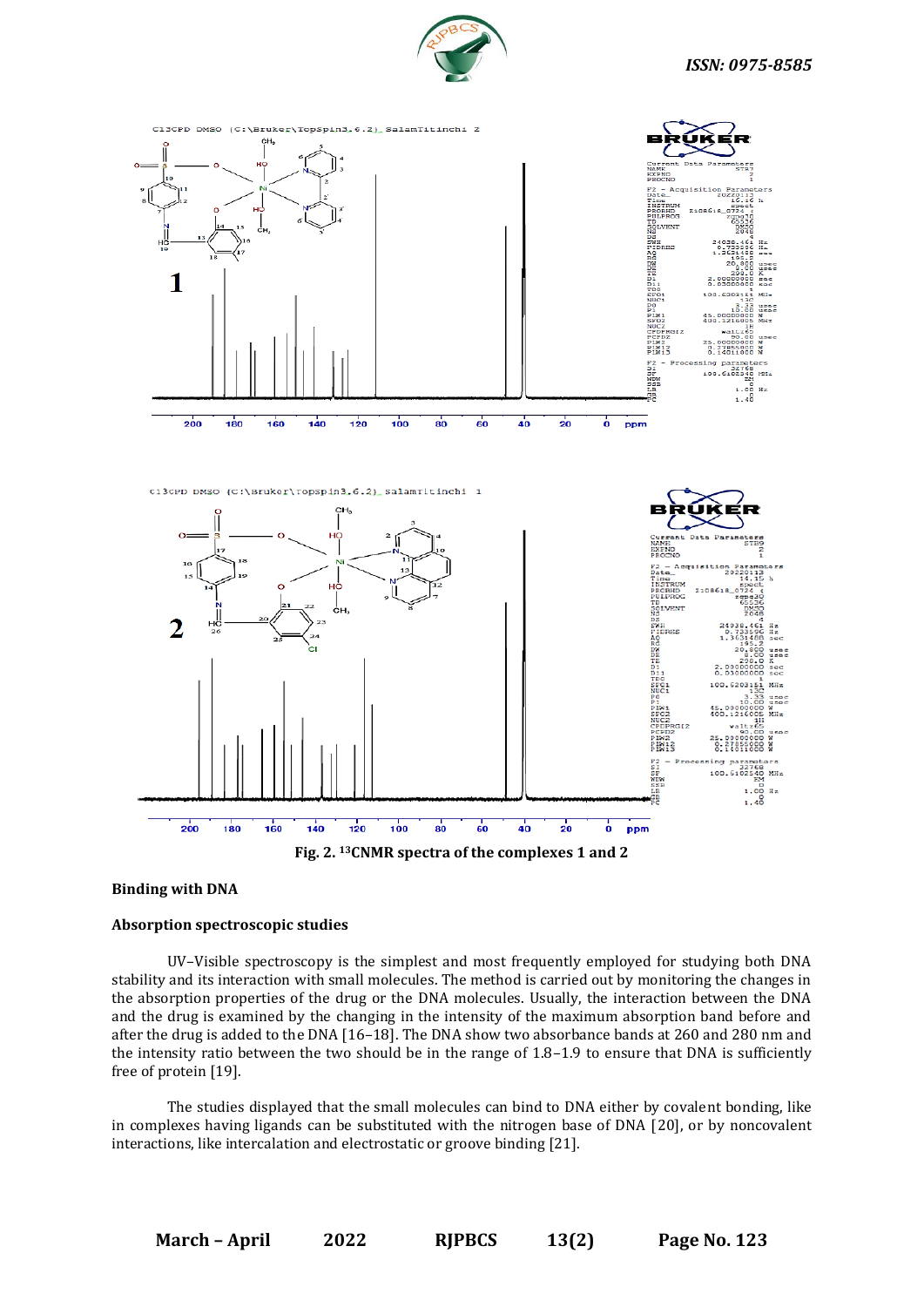**Fig. 2. $^{13}$CNMR spectra of the complexes 1 and 2**

### Binding with DNA

### Absorption spectroscopic studies

UV–Visible spectroscopy is the simplest and most frequently employed for studying both DNA stability and its interaction with small molecules. The method is carried out by monitoring the changes in the absorption properties of the drug or the DNA molecules. Usually, the interaction between the DNA and the drug is examined by the changing in the intensity of the maximum absorption band before and after the drug is added to the DNA [16–18]. The DNA show two absorbance bands at 260 and 280 nm and the intensity ratio between the two should be in the range of 1.8–1.9 to ensure that DNA is sufficiently free of protein [19].

The studies displayed that the small molecules can bind to DNA either by covalent bonding, like in complexes having ligands can be substituted with the nitrogen base of DNA [20], or by noncovalent interactions, like intercalation and electrostatic or groove binding [21].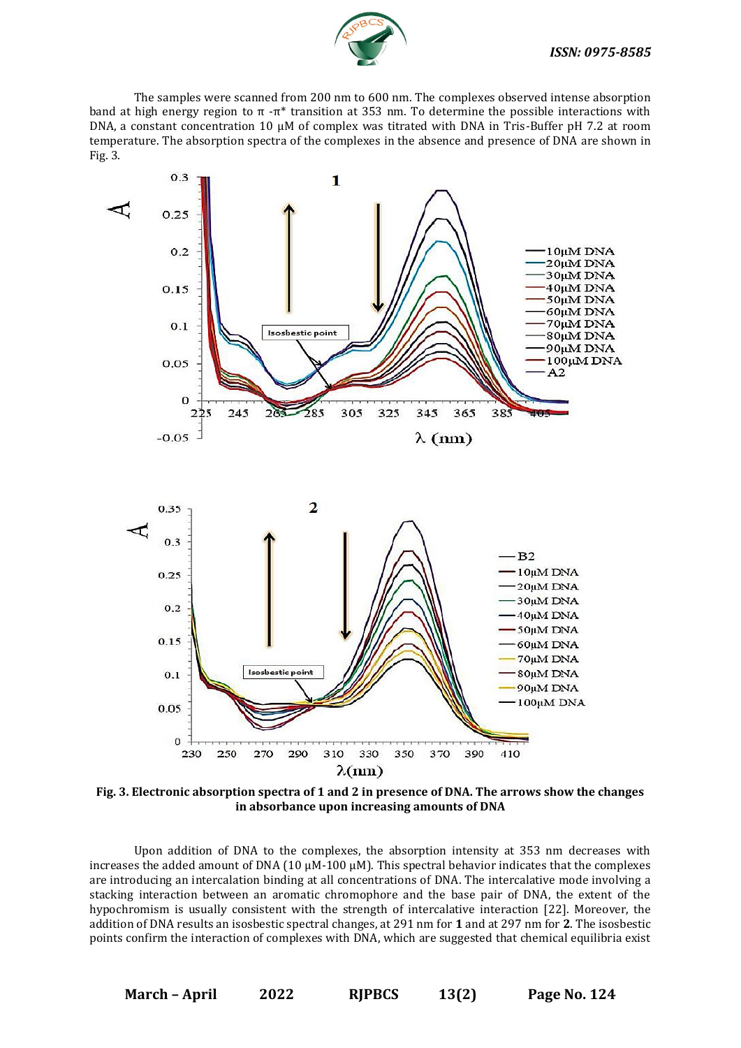The samples were scanned from 200 nm to 600 nm. The complexes observed intense absorption band at high energy region to π -π* transition at 353 nm. To determine the possible interactions with DNA, a constant concentration 10 μM of complex was titrated with DNA in Tris-Buffer pH 7.2 at room temperature. The absorption spectra of the complexes in the absence and presence of DNA are shown in Fig. 3.

**Fig. 3. Electronic absorption spectra of 1 and 2 in presence of DNA. The arrows show the changes in absorbance upon increasing amounts of DNA**

Upon addition of DNA to the complexes, the absorption intensity at 353 nm decreases with increases the added amount of DNA (10 μM-100 μM). This spectral behavior indicates that the complexes are introducing an intercalation binding at all concentrations of DNA. The intercalative mode involving a stacking interaction between an aromatic chromophore and the base pair of DNA, the extent of the hypochromism is usually consistent with the strength of intercalative interaction [22]. Moreover, the addition of DNA results an isosbestic spectral changes, at 291 nm for **1** and at 297 nm for **2**. The isosbestic points confirm the interaction of complexes with DNA, which are suggested that chemical equilibria exist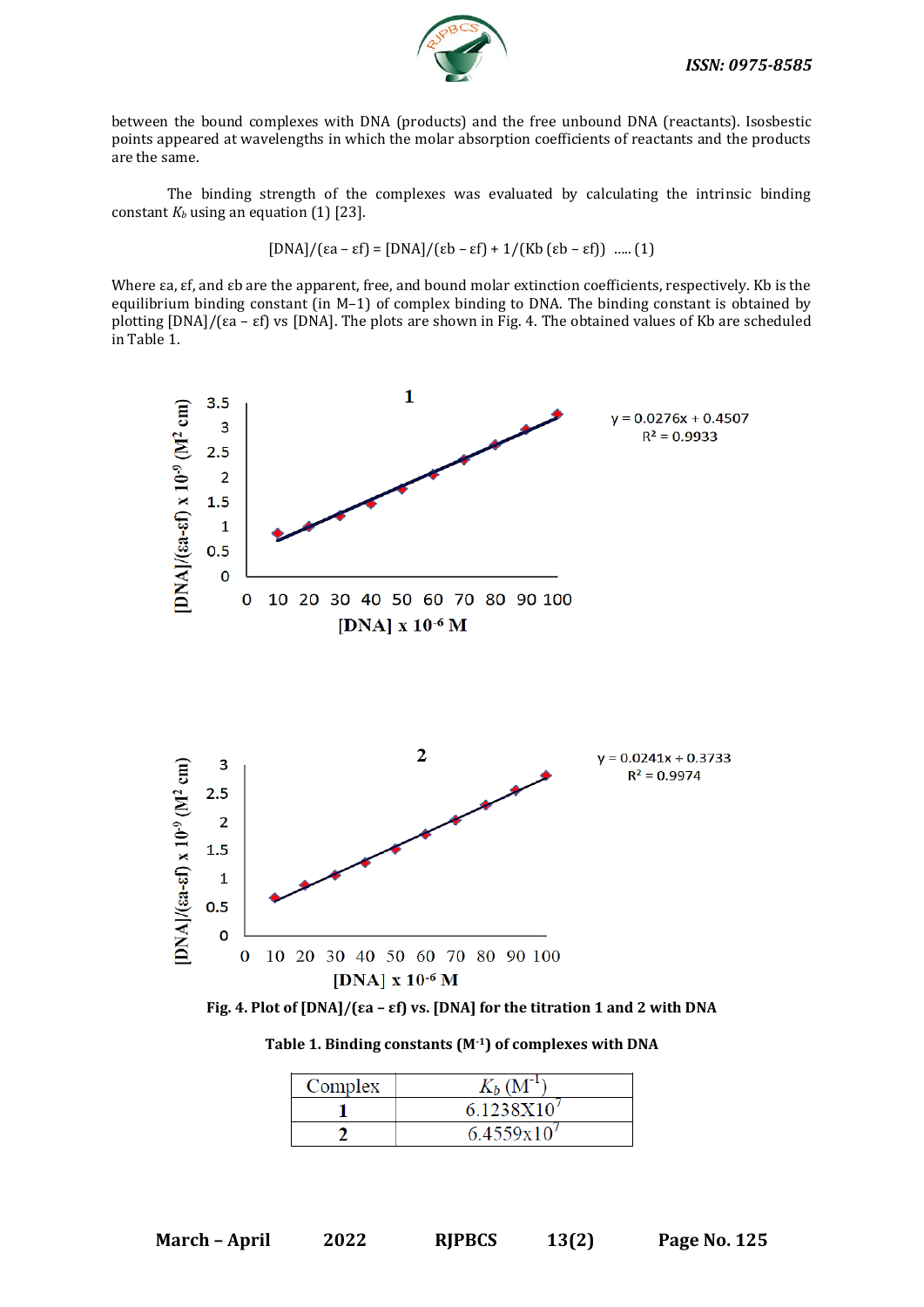between the bound complexes with DNA (products) and the free unbound DNA (reactants). Isosbestic points appeared at wavelengths in which the molar absorption coefficients of reactants and the products are the same.

The binding strength of the complexes was evaluated by calculating the intrinsic binding constant $K_b$ using an equation (1) [23].

$$[DNA]/(\varepsilon a - \varepsilon f) = [DNA]/(\varepsilon b - \varepsilon f) + 1/(Kb\,(\varepsilon b - \varepsilon f)) \quad \text{..... (1)}$$

Where εa, εf, and εb are the apparent, free, and bound molar extinction coefficients, respectively. Kb is the equilibrium binding constant (in M−1) of complex binding to DNA. The binding constant is obtained by plotting [DNA]/(εa – εf) vs [DNA]. The plots are shown in Fig. 4. The obtained values of Kb are scheduled in Table 1.

**Fig. 4. Plot of [DNA]/(εa – εf) vs. [DNA] for the titration 1 and 2 with DNA**

**Table 1. Binding constants ($M^{-1}$) of complexes with DNA**

| Complex | $K_b$ ($M^{-1}$) |
|---|---|
| **1** | $6.1238 \times 10^{7}$ |
| **2** | $6.4559 \times 10^{7}$ |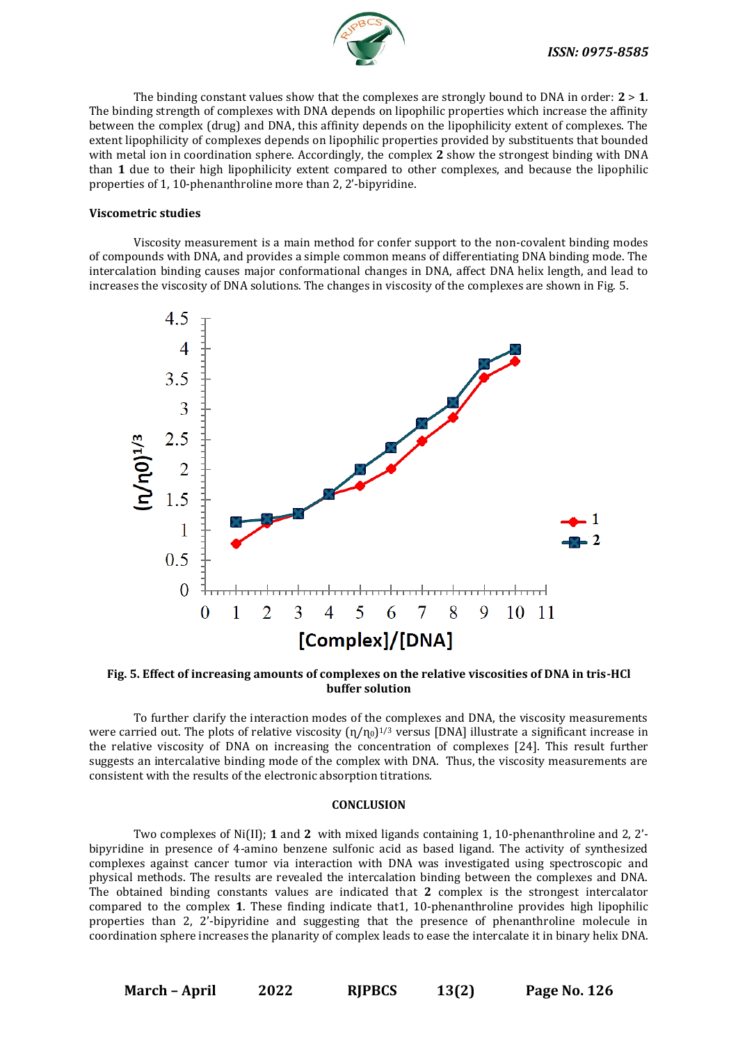The binding constant values show that the complexes are strongly bound to DNA in order: **2** > **1**. The binding strength of complexes with DNA depends on lipophilic properties which increase the affinity between the complex (drug) and DNA, this affinity depends on the lipophilicity extent of complexes. The extent lipophilicity of complexes depends on lipophilic properties provided by substituents that bounded with metal ion in coordination sphere. Accordingly, the complex **2** show the strongest binding with DNA than **1** due to their high lipophilicity extent compared to other complexes, and because the lipophilic properties of 1, 10-phenanthroline more than 2, 2'-bipyridine.

**Viscometric studies**

Viscosity measurement is a main method for confer support to the non-covalent binding modes of compounds with DNA, and provides a simple common means of differentiating DNA binding mode. The intercalation binding causes major conformational changes in DNA, affect DNA helix length, and lead to increases the viscosity of DNA solutions. The changes in viscosity of the complexes are shown in Fig. 5.

**Fig. 5. Effect of increasing amounts of complexes on the relative viscosities of DNA in tris-HCl buffer solution**

To further clarify the interaction modes of the complexes and DNA, the viscosity measurements were carried out. The plots of relative viscosity $(\eta/\eta_0)^{1/3}$ versus [DNA] illustrate a significant increase in the relative viscosity of DNA on increasing the concentration of complexes [24]. This result further suggests an intercalative binding mode of the complex with DNA. Thus, the viscosity measurements are consistent with the results of the electronic absorption titrations.

## CONCLUSION

Two complexes of Ni(II); **1** and **2** with mixed ligands containing 1, 10-phenanthroline and 2, 2'-bipyridine in presence of 4-amino benzene sulfonic acid as based ligand. The activity of synthesized complexes against cancer tumor via interaction with DNA was investigated using spectroscopic and physical methods. The results are revealed the intercalation binding between the complexes and DNA. The obtained binding constants values are indicated that **2** complex is the strongest intercalator compared to the complex **1**. These finding indicate that1, 10-phenanthroline provides high lipophilic properties than 2, 2'-bipyridine and suggesting that the presence of phenanthroline molecule in coordination sphere increases the planarity of complex leads to ease the intercalate it in binary helix DNA.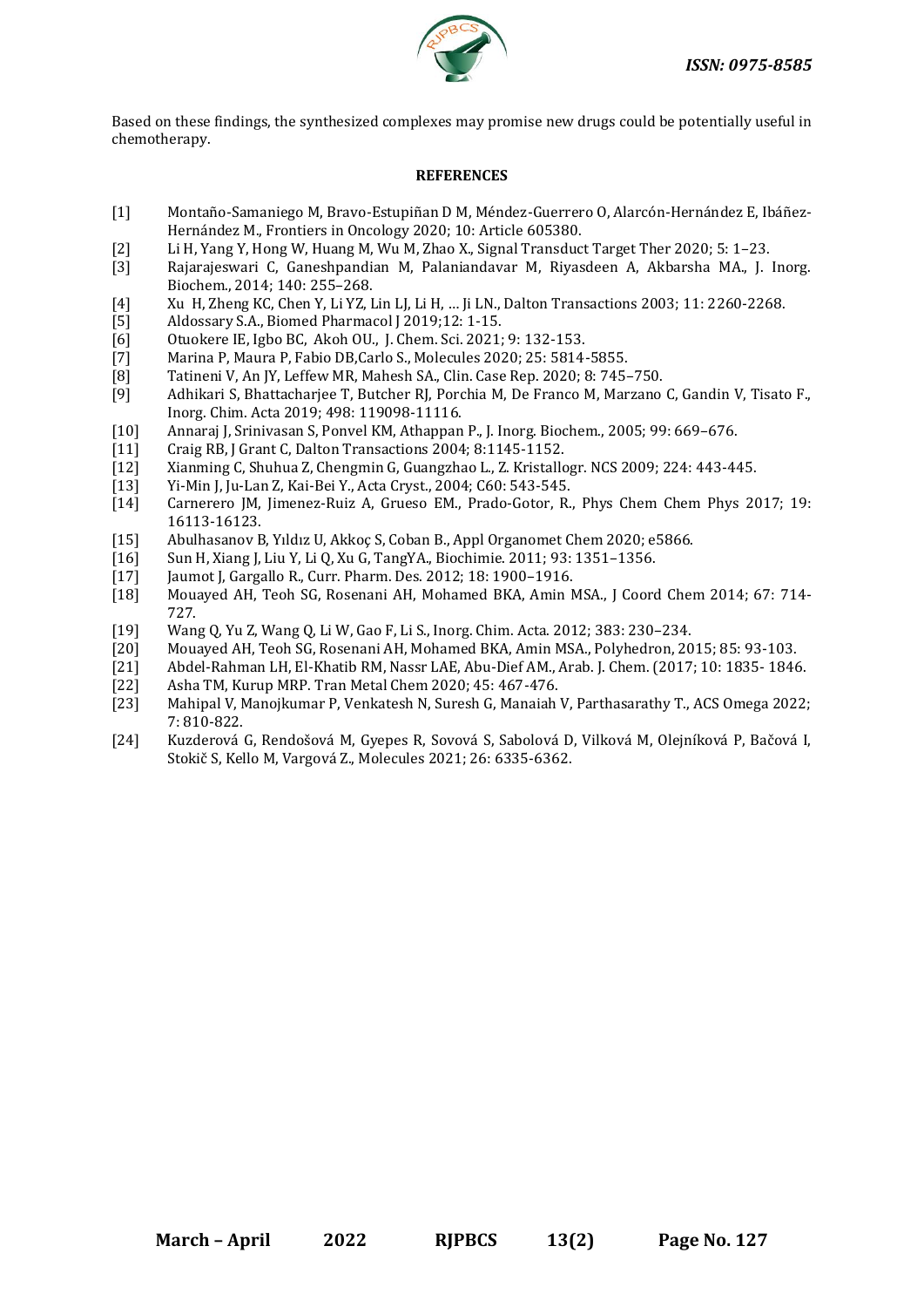Based on these findings, the synthesized complexes may promise new drugs could be potentially useful in chemotherapy.

## REFERENCES

[1] Montaño-Samaniego M, Bravo-Estupiñan D M, Méndez-Guerrero O, Alarcón-Hernández E, Ibáñez-Hernández M., Frontiers in Oncology 2020; 10: Article 605380.

[2] Li H, Yang Y, Hong W, Huang M, Wu M, Zhao X., Signal Transduct Target Ther 2020; 5: 1–23.

[3] Rajarajeswari C, Ganeshpandian M, Palaniandavar M, Riyasdeen A, Akbarsha MA., J. Inorg. Biochem., 2014; 140: 255–268.

[4] Xu H, Zheng KC, Chen Y, Li YZ, Lin LJ, Li H, … Ji LN., Dalton Transactions 2003; 11: 2260-2268.

[5] Aldossary S.A., Biomed Pharmacol J 2019;12: 1-15.

[6] Otuokere IE, Igbo BC, Akoh OU., J. Chem. Sci. 2021; 9: 132-153.

[7] Marina P, Maura P, Fabio DB,Carlo S., Molecules 2020; 25: 5814-5855.

[8] Tatineni V, An JY, Leffew MR, Mahesh SA., Clin. Case Rep. 2020; 8: 745–750.

[9] Adhikari S, Bhattacharjee T, Butcher RJ, Porchia M, De Franco M, Marzano C, Gandin V, Tisato F., Inorg. Chim. Acta 2019; 498: 119098-11116.

[10] Annaraj J, Srinivasan S, Ponvel KM, Athappan P., J. Inorg. Biochem., 2005; 99: 669–676.

[11] Craig RB, J Grant C, Dalton Transactions 2004; 8:1145-1152.

[12] Xianming C, Shuhua Z, Chengmin G, Guangzhao L., Z. Kristallogr. NCS 2009; 224: 443-445.

[13] Yi-Min J, Ju-Lan Z, Kai-Bei Y., Acta Cryst., 2004; C60: 543-545.

[14] Carnerero JM, Jimenez-Ruiz A, Grueso EM., Prado-Gotor, R., Phys Chem Chem Phys 2017; 19: 16113-16123.

[15] Abulhasanov B, Yıldız U, Akkoç S, Coban B., Appl Organomet Chem 2020; e5866.

[16] Sun H, Xiang J, Liu Y, Li Q, Xu G, TangYA., Biochimie. 2011; 93: 1351–1356.

[17] Jaumot J, Gargallo R., Curr. Pharm. Des. 2012; 18: 1900–1916.

[18] Mouayed AH, Teoh SG, Rosenani AH, Mohamed BKA, Amin MSA., J Coord Chem 2014; 67: 714-727.

[19] Wang Q, Yu Z, Wang Q, Li W, Gao F, Li S., Inorg. Chim. Acta. 2012; 383: 230–234.

[20] Mouayed AH, Teoh SG, Rosenani AH, Mohamed BKA, Amin MSA., Polyhedron, 2015; 85: 93-103.

[21] Abdel-Rahman LH, El-Khatib RM, Nassr LAE, Abu-Dief AM., Arab. J. Chem. (2017; 10: 1835- 1846.

[22] Asha TM, Kurup MRP. Tran Metal Chem 2020; 45: 467-476.

[23] Mahipal V, Manojkumar P, Venkatesh N, Suresh G, Manaiah V, Parthasarathy T., ACS Omega 2022; 7: 810-822.

[24] Kuzderová G, Rendošová M, Gyepes R, Sovová S, Sabolová D, Vilková M, Olejníková P, Bačová I, Stokič S, Kello M, Vargová Z., Molecules 2021; 26: 6335-6362.